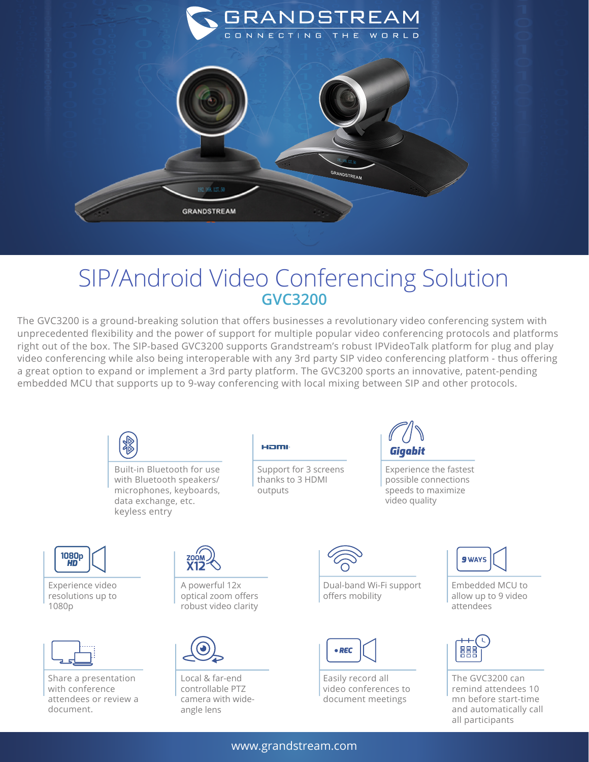# SIP/Android Video Conferencing Solution

## GVC3200

The GVC3200 is a ground-breaking solution that offers businesses a revolutionary video conferencing system with unprecedented flexibility and the power of support for multiple popular video conferencing protocols and platforms right out of the box. The SIP-based GVC3200 supports Grandstream's robust IPVideoTalk platform for plug and play video conferencing while also being interoperable with any 3rd party SIP video conferencing platform - thus offering a great option to expand or implement a 3rd party platform. The GVC3200 sports an innovative, patent-pending embedded MCU that supports up to 9-way conferencing with local mixing between SIP and other protocols.

- Built-in Bluetooth for use with Bluetooth speakers/ microphones, keyboards, data exchange, etc. keyless entry
- Support for 3 screens thanks to 3 HDMI outputs
- Experience the fastest possible connections speeds to maximize video quality
- Experience video resolutions up to 1080p
- A powerful 12x optical zoom offers robust video clarity
- Dual-band Wi-Fi support offers mobility
- Embedded MCU to allow up to 9 video attendees
- Share a presentation with conference attendees or review a document.
- Local & far-end controllable PTZ camera with wide-angle lens
- Easily record all video conferences to document meetings
- The GVC3200 can remind attendees 10 mn before start-time and automatically call all participants

www.grandstream.com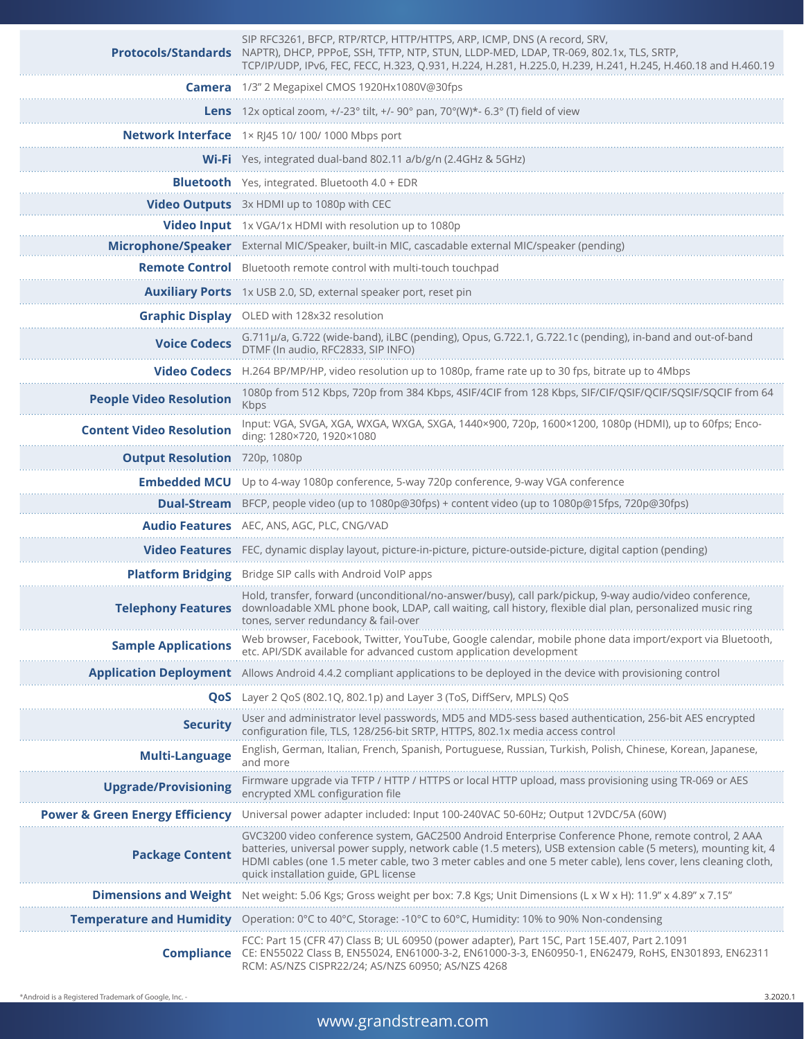| | |
|---|---|
| **Protocols/Standards** | SIP RFC3261, BFCP, RTP/RTCP, HTTP/HTTPS, ARP, ICMP, DNS (A record, SRV, NAPTR), DHCP, PPPoE, SSH, TFTP, NTP, STUN, LLDP-MED, LDAP, TR-069, 802.1x, TLS, SRTP, TCP/IP/UDP, IPv6, FEC, FECC, H.323, Q.931, H.224, H.281, H.225.0, H.239, H.241, H.245, H.460.18 and H.460.19 |
| **Camera** | 1/3" 2 Megapixel CMOS 1920Hx1080V@30fps |
| **Lens** | 12x optical zoom, +/-23° tilt, +/- 90° pan, 70°(W)*- 6.3° (T) field of view |
| **Network Interface** | 1× RJ45 10/ 100/ 1000 Mbps port |
| **Wi-Fi** | Yes, integrated dual-band 802.11 a/b/g/n (2.4GHz & 5GHz) |
| **Bluetooth** | Yes, integrated. Bluetooth 4.0 + EDR |
| **Video Outputs** | 3x HDMI up to 1080p with CEC |
| **Video Input** | 1x VGA/1x HDMI with resolution up to 1080p |
| **Microphone/Speaker** | External MIC/Speaker, built-in MIC, cascadable external MIC/speaker (pending) |
| **Remote Control** | Bluetooth remote control with multi-touch touchpad |
| **Auxiliary Ports** | 1x USB 2.0, SD, external speaker port, reset pin |
| **Graphic Display** | OLED with 128x32 resolution |
| **Voice Codecs** | G.711μ/a, G.722 (wide-band), iLBC (pending), Opus, G.722.1, G.722.1c (pending), in-band and out-of-band DTMF (In audio, RFC2833, SIP INFO) |
| **Video Codecs** | H.264 BP/MP/HP, video resolution up to 1080p, frame rate up to 30 fps, bitrate up to 4Mbps |
| **People Video Resolution** | 1080p from 512 Kbps, 720p from 384 Kbps, 4SIF/4CIF from 128 Kbps, SIF/CIF/QSIF/QCIF/SQSIF/SQCIF from 64 Kbps |
| **Content Video Resolution** | Input: VGA, SVGA, XGA, WXGA, WXGA, SXGA, 1440×900, 720p, 1600×1200, 1080p (HDMI), up to 60fps; Encoding: 1280×720, 1920×1080 |
| **Output Resolution** | 720p, 1080p |
| **Embedded MCU** | Up to 4-way 1080p conference, 5-way 720p conference, 9-way VGA conference |
| **Dual-Stream** | BFCP, people video (up to 1080p@30fps) + content video (up to 1080p@15fps, 720p@30fps) |
| **Audio Features** | AEC, ANS, AGC, PLC, CNG/VAD |
| **Video Features** | FEC, dynamic display layout, picture-in-picture, picture-outside-picture, digital caption (pending) |
| **Platform Bridging** | Bridge SIP calls with Android VoIP apps |
| **Telephony Features** | Hold, transfer, forward (unconditional/no-answer/busy), call park/pickup, 9-way audio/video conference, downloadable XML phone book, LDAP, call waiting, call history, flexible dial plan, personalized music ring tones, server redundancy & fail-over |
| **Sample Applications** | Web browser, Facebook, Twitter, YouTube, Google calendar, mobile phone data import/export via Bluetooth, etc. API/SDK available for advanced custom application development |
| **Application Deployment** | Allows Android 4.4.2 compliant applications to be deployed in the device with provisioning control |
| **QoS** | Layer 2 QoS (802.1Q, 802.1p) and Layer 3 (ToS, DiffServ, MPLS) QoS |
| **Security** | User and administrator level passwords, MD5 and MD5-sess based authentication, 256-bit AES encrypted configuration file, TLS, 128/256-bit SRTP, HTTPS, 802.1x media access control |
| **Multi-Language** | English, German, Italian, French, Spanish, Portuguese, Russian, Turkish, Polish, Chinese, Korean, Japanese, and more |
| **Upgrade/Provisioning** | Firmware upgrade via TFTP / HTTP / HTTPS or local HTTP upload, mass provisioning using TR-069 or AES encrypted XML configuration file |
| **Power & Green Energy Efficiency** | Universal power adapter included: Input 100-240VAC 50-60Hz; Output 12VDC/5A (60W) |
| **Package Content** | GVC3200 video conference system, GAC2500 Android Enterprise Conference Phone, remote control, 2 AAA batteries, universal power supply, network cable (1.5 meters), USB extension cable (5 meters), mounting kit, 4 HDMI cables (one 1.5 meter cable, two 3 meter cables and one 5 meter cable), lens cover, lens cleaning cloth, quick installation guide, GPL license |
| **Dimensions and Weight** | Net weight: 5.06 Kgs; Gross weight per box: 7.8 Kgs; Unit Dimensions (L x W x H): 11.9" x 4.89" x 7.15" |
| **Temperature and Humidity** | Operation: 0°C to 40°C, Storage: -10°C to 60°C, Humidity: 10% to 90% Non-condensing |
| **Compliance** | FCC: Part 15 (CFR 47) Class B; UL 60950 (power adapter), Part 15C, Part 15E.407, Part 2.1091<br>CE: EN55022 Class B, EN55024, EN61000-3-2, EN61000-3-3, EN60950-1, EN62479, RoHS, EN301893, EN62311<br>RCM: AS/NZS CISPR22/24; AS/NZS 60950; AS/NZS 4268 |

*Android is a Registered Trademark of Google, Inc. -

3.2020.1

www.grandstream.com